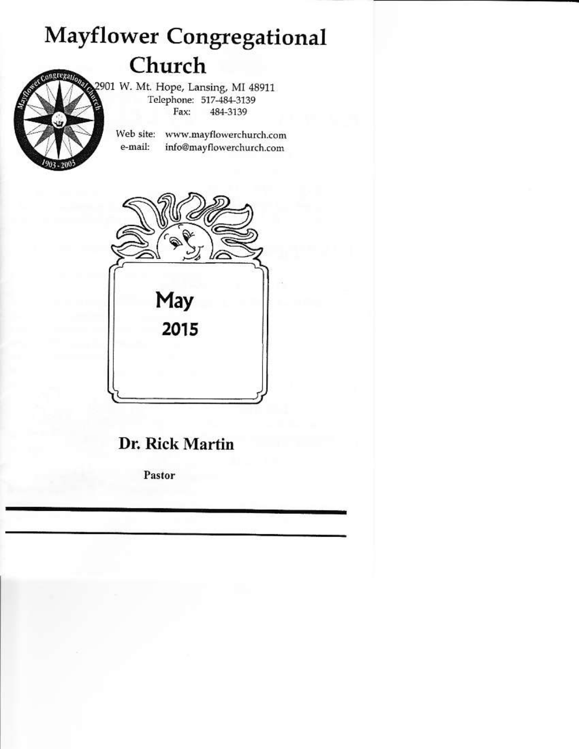# Mayflower Congregational Church

2901 W. Mt. Hope, Lansing, MI 48911
Telephone: 517-484-3139
Fax: 484-3139

Web site: www.mayflowerchurch.com
e-mail: info@mayflowerchurch.com

May
2015

## Dr. Rick Martin

**Pastor**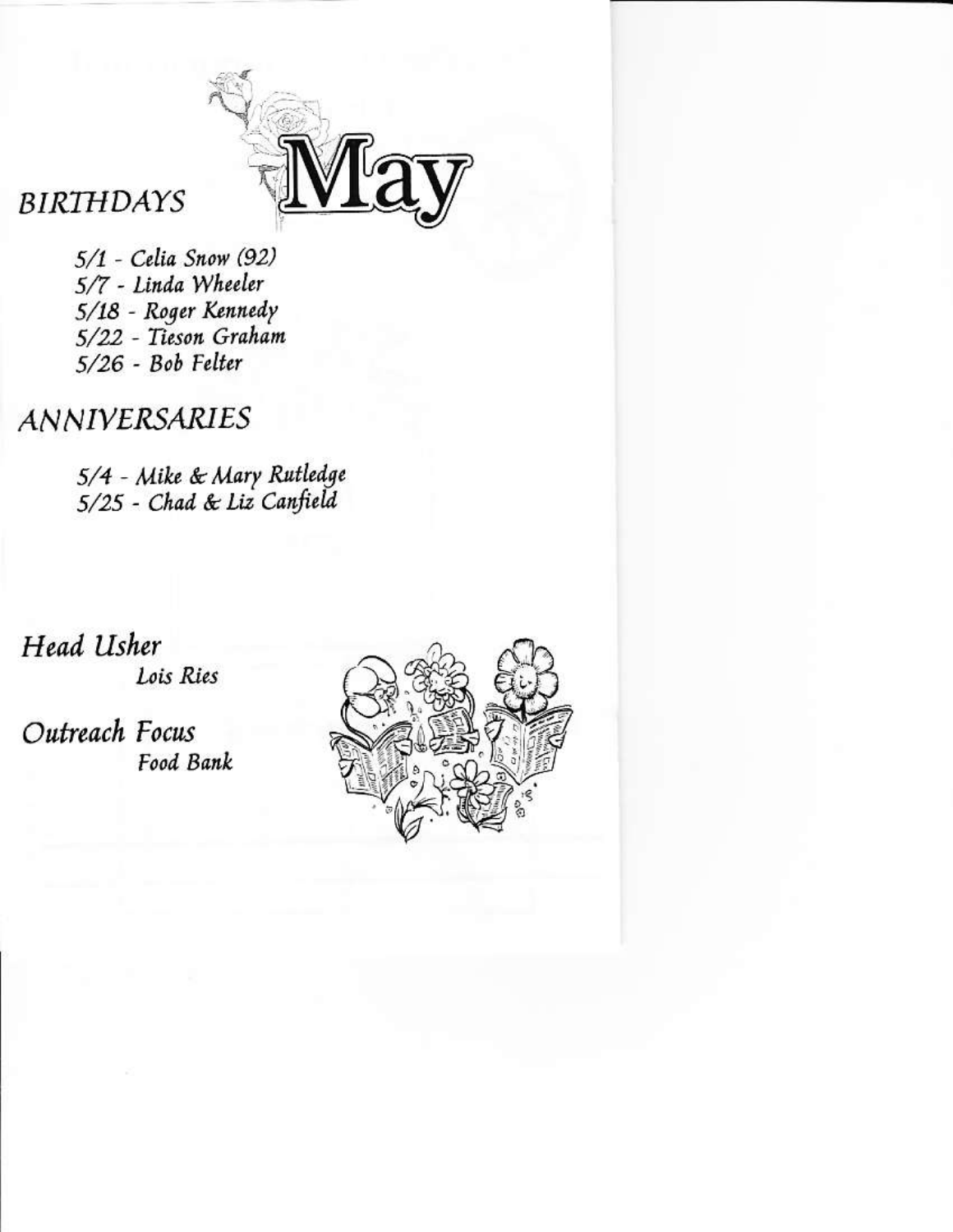# May

## BIRTHDAYS

5/1 - Celia Snow (92)
5/7 - Linda Wheeler
5/18 - Roger Kennedy
5/22 - Tieson Graham
5/26 - Bob Felter

## ANNIVERSARIES

5/4 - Mike & Mary Rutledge
5/25 - Chad & Liz Canfield

### Head Usher

Lois Ries

### Outreach Focus

Food Bank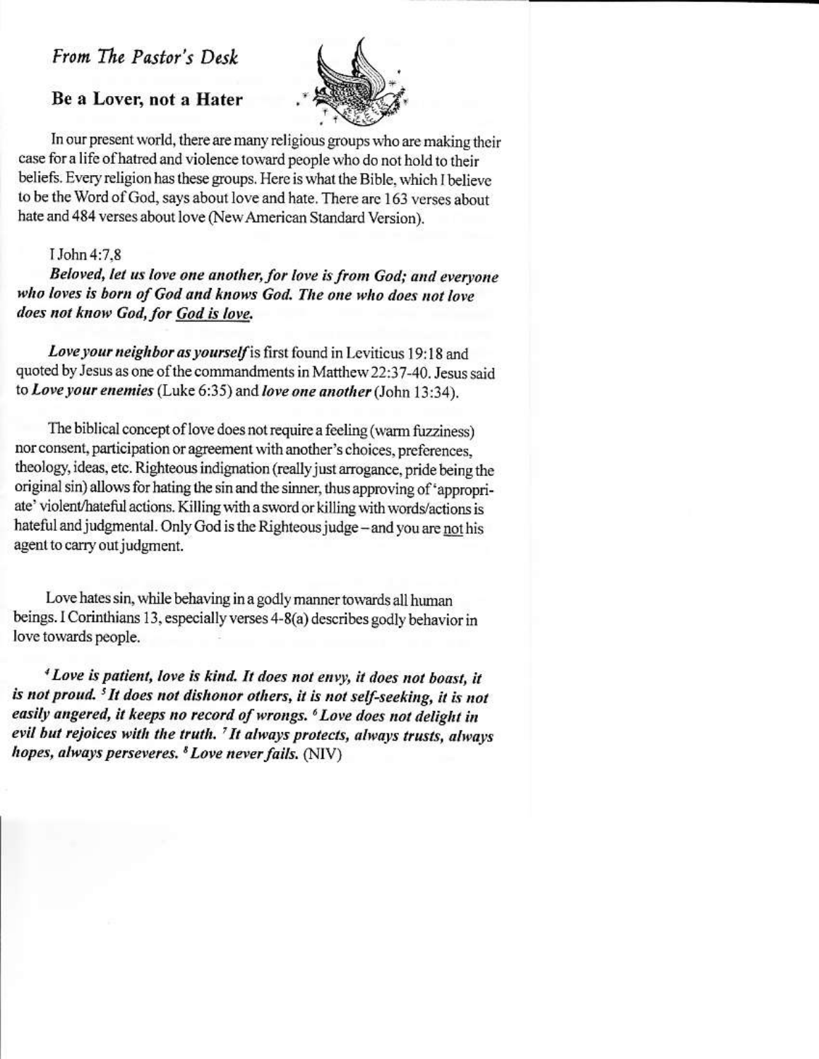*From The Pastor's Desk*

## Be a Lover, not a Hater

In our present world, there are many religious groups who are making their case for a life of hatred and violence toward people who do not hold to their beliefs. Every religion has these groups. Here is what the Bible, which I believe to be the Word of God, says about love and hate. There are 163 verses about hate and 484 verses about love (New American Standard Version).

I John 4:7,8

***Beloved, let us love one another, for love is from God; and everyone who loves is born of God and knows God. The one who does not love does not know God, for <u>God is love</u>.***

***Love your neighbor as yourself*** is first found in Leviticus 19:18 and quoted by Jesus as one of the commandments in Matthew 22:37-40. Jesus said to ***Love your enemies*** (Luke 6:35) and ***love one another*** (John 13:34).

The biblical concept of love does not require a feeling (warm fuzziness) nor consent, participation or agreement with another's choices, preferences, theology, ideas, etc. Righteous indignation (really just arrogance, pride being the original sin) allows for hating the sin and the sinner, thus approving of 'appropriate' violent/hateful actions. Killing with a sword or killing with words/actions is hateful and judgmental. Only God is the Righteous judge – and you are <u>not</u> his agent to carry out judgment.

Love hates sin, while behaving in a godly manner towards all human beings. I Corinthians 13, especially verses 4-8(a) describes godly behavior in love towards people.

***[4] Love is patient, love is kind. It does not envy, it does not boast, it is not proud. [5] It does not dishonor others, it is not self-seeking, it is not easily angered, it keeps no record of wrongs. [6] Love does not delight in evil but rejoices with the truth. [7] It always protects, always trusts, always hopes, always perseveres. [8] Love never fails.*** (NIV)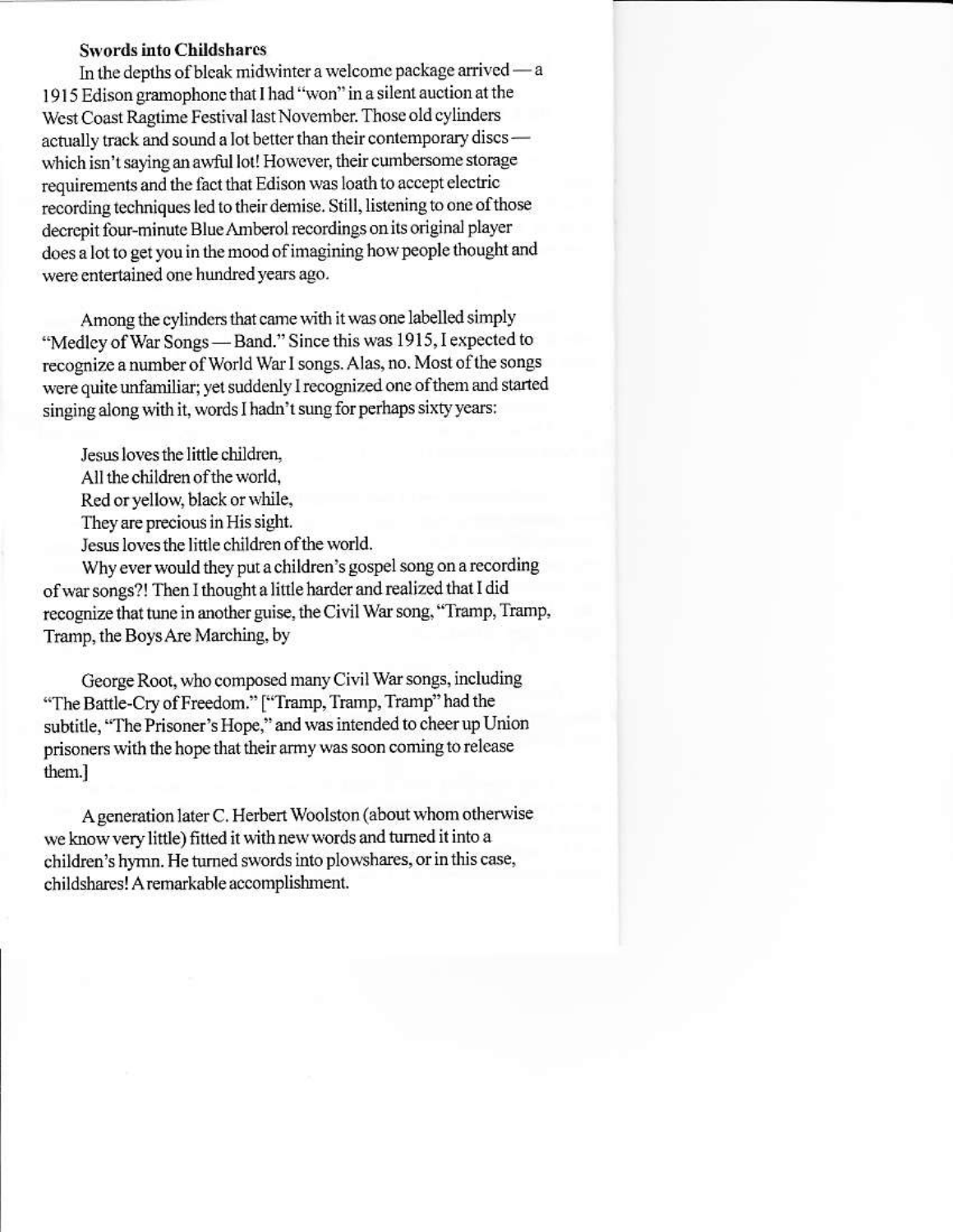**Swords into Childshares**

In the depths of bleak midwinter a welcome package arrived — a 1915 Edison gramophone that I had "won" in a silent auction at the West Coast Ragtime Festival last November. Those old cylinders actually track and sound a lot better than their contemporary discs — which isn't saying an awful lot! However, their cumbersome storage requirements and the fact that Edison was loath to accept electric recording techniques led to their demise. Still, listening to one of those decrepit four-minute Blue Amberol recordings on its original player does a lot to get you in the mood of imagining how people thought and were entertained one hundred years ago.

Among the cylinders that came with it was one labelled simply "Medley of War Songs — Band." Since this was 1915, I expected to recognize a number of World War I songs. Alas, no. Most of the songs were quite unfamiliar; yet suddenly I recognized one of them and started singing along with it, words I hadn't sung for perhaps sixty years:

Jesus loves the little children,
All the children of the world,
Red or yellow, black or while,
They are precious in His sight.
Jesus loves the little children of the world.

Why ever would they put a children's gospel song on a recording of war songs?! Then I thought a little harder and realized that I did recognize that tune in another guise, the Civil War song, "Tramp, Tramp, Tramp, the Boys Are Marching, by

George Root, who composed many Civil War songs, including "The Battle-Cry of Freedom." ["Tramp, Tramp, Tramp" had the subtitle, "The Prisoner's Hope," and was intended to cheer up Union prisoners with the hope that their army was soon coming to release them.]

A generation later C. Herbert Woolston (about whom otherwise we know very little) fitted it with new words and turned it into a children's hymn. He turned swords into plowshares, or in this case, childshares! A remarkable accomplishment.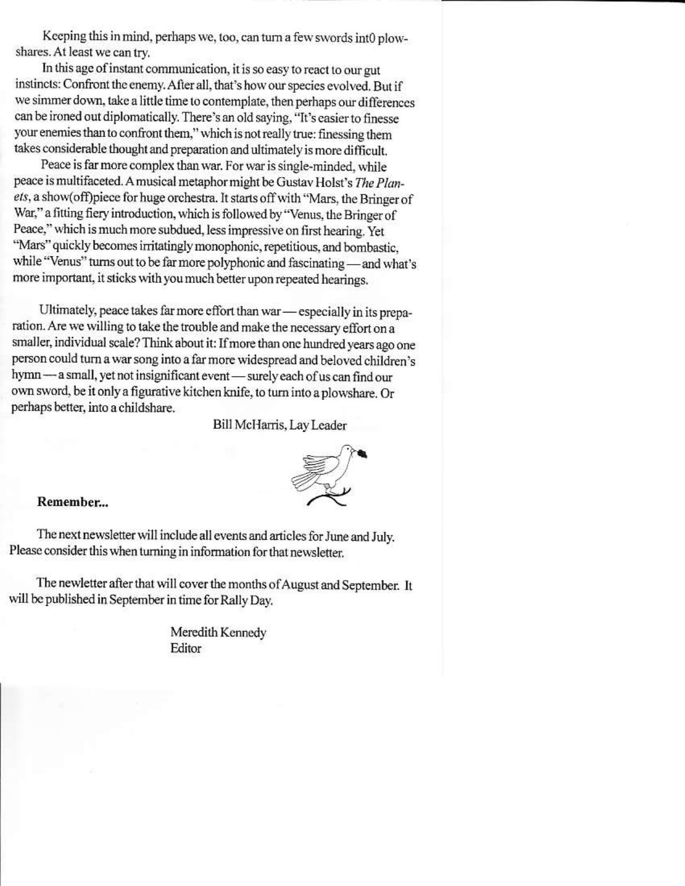Keeping this in mind, perhaps we, too, can turn a few swords int0 plowshares. At least we can try.

In this age of instant communication, it is so easy to react to our gut instincts: Confront the enemy. After all, that's how our species evolved. But if we simmer down, take a little time to contemplate, then perhaps our differences can be ironed out diplomatically. There's an old saying, "It's easier to finesse your enemies than to confront them," which is not really true: finessing them takes considerable thought and preparation and ultimately is more difficult.

Peace is far more complex than war. For war is single-minded, while peace is multifaceted. A musical metaphor might be Gustav Holst's *The Planets*, a show(off)piece for huge orchestra. It starts off with "Mars, the Bringer of War," a fitting fiery introduction, which is followed by "Venus, the Bringer of Peace," which is much more subdued, less impressive on first hearing. Yet "Mars" quickly becomes irritatingly monophonic, repetitious, and bombastic, while "Venus" turns out to be far more polyphonic and fascinating — and what's more important, it sticks with you much better upon repeated hearings.

Ultimately, peace takes far more effort than war — especially in its preparation. Are we willing to take the trouble and make the necessary effort on a smaller, individual scale? Think about it: If more than one hundred years ago one person could turn a war song into a far more widespread and beloved children's hymn — a small, yet not insignificant event — surely each of us can find our own sword, be it only a figurative kitchen knife, to turn into a plowshare. Or perhaps better, into a childshare.

Bill McHarris, Lay Leader

**Remember...**

The next newsletter will include all events and articles for June and July. Please consider this when turning in information for that newsletter.

The newletter after that will cover the months of August and September. It will be published in September in time for Rally Day.

Meredith Kennedy
Editor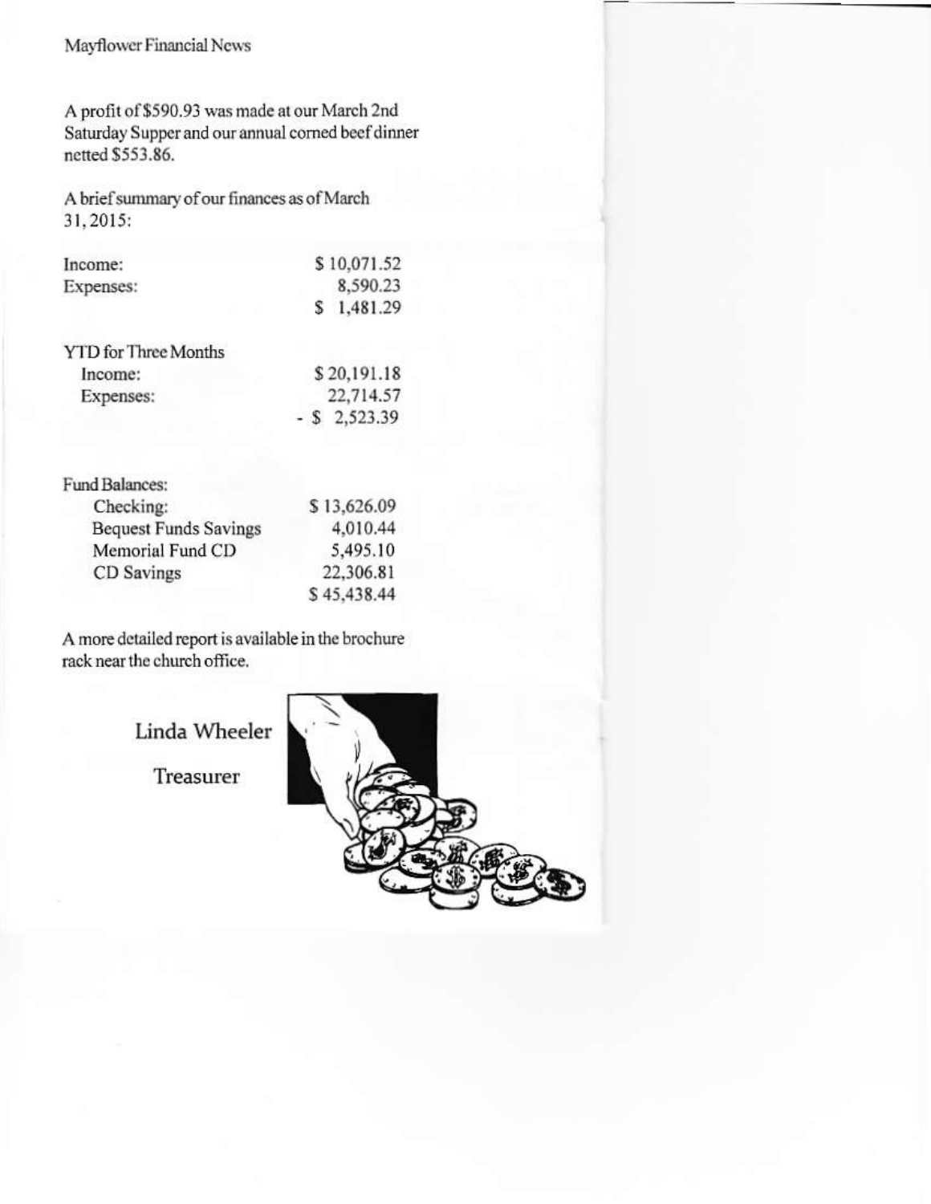## Mayflower Financial News

A profit of $590.93 was made at our March 2nd Saturday Supper and our annual corned beef dinner netted $553.86.

A brief summary of our finances as of March 31, 2015:

| | |
|---|---|
| Income: | $ 10,071.52 |
| Expenses: | 8,590.23 |
| | $ 1,481.29 |

| | |
|---|---|
| YTD for Three Months | |
| Income: | $ 20,191.18 |
| Expenses: | 22,714.57 |
| | - $ 2,523.39 |

| | |
|---|---|
| Fund Balances: | |
| Checking: | $ 13,626.09 |
| Bequest Funds Savings | 4,010.44 |
| Memorial Fund CD | 5,495.10 |
| CD Savings | 22,306.81 |
| | $ 45,438.44 |

A more detailed report is available in the brochure rack near the church office.

Linda Wheeler

Treasurer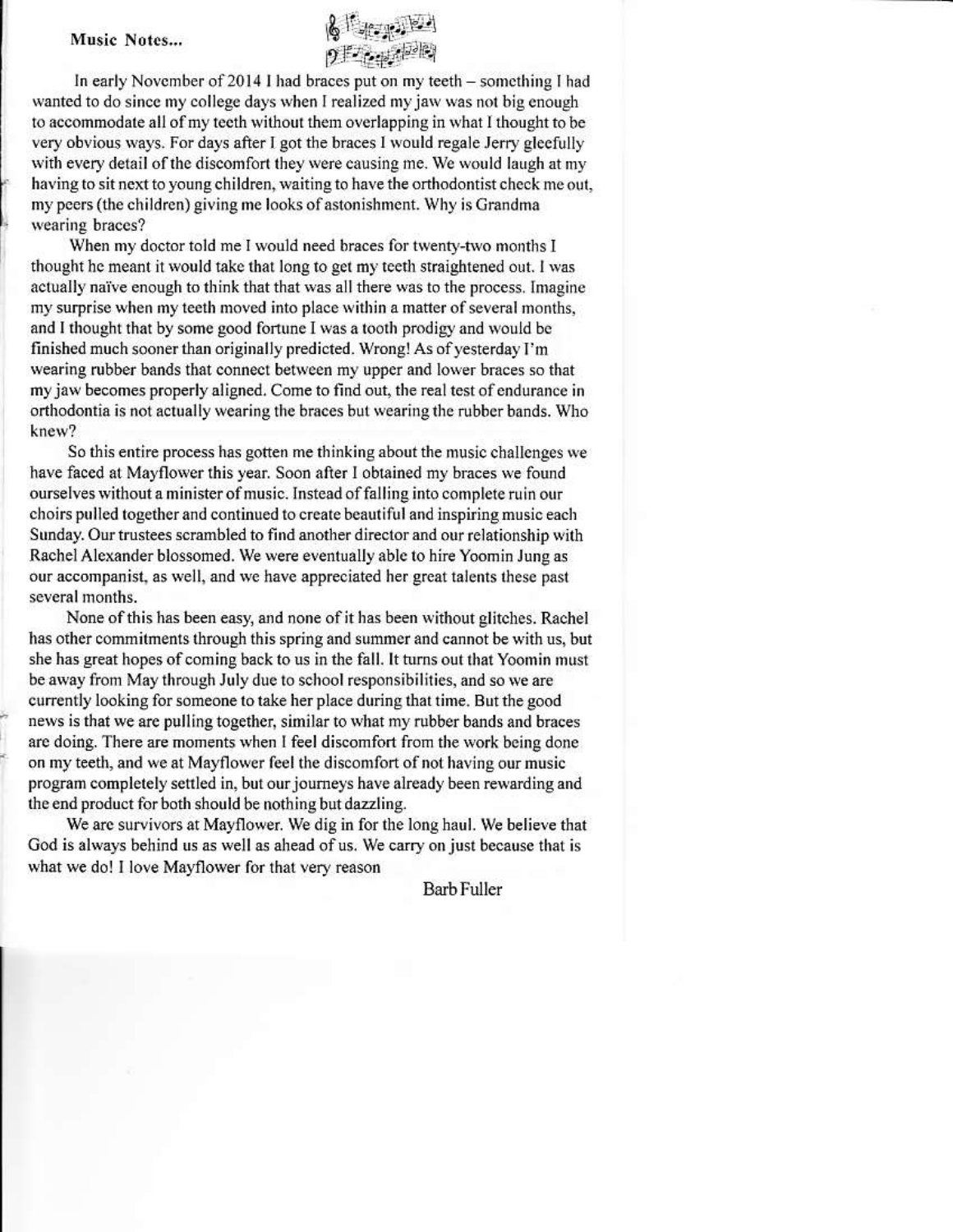**Music Notes...**

In early November of 2014 I had braces put on my teeth – something I had wanted to do since my college days when I realized my jaw was not big enough to accommodate all of my teeth without them overlapping in what I thought to be very obvious ways. For days after I got the braces I would regale Jerry gleefully with every detail of the discomfort they were causing me. We would laugh at my having to sit next to young children, waiting to have the orthodontist check me out, my peers (the children) giving me looks of astonishment. Why is Grandma wearing braces?

When my doctor told me I would need braces for twenty-two months I thought he meant it would take that long to get my teeth straightened out. I was actually naïve enough to think that that was all there was to the process. Imagine my surprise when my teeth moved into place within a matter of several months, and I thought that by some good fortune I was a tooth prodigy and would be finished much sooner than originally predicted. Wrong! As of yesterday I'm wearing rubber bands that connect between my upper and lower braces so that my jaw becomes properly aligned. Come to find out, the real test of endurance in orthodontia is not actually wearing the braces but wearing the rubber bands. Who knew?

So this entire process has gotten me thinking about the music challenges we have faced at Mayflower this year. Soon after I obtained my braces we found ourselves without a minister of music. Instead of falling into complete ruin our choirs pulled together and continued to create beautiful and inspiring music each Sunday. Our trustees scrambled to find another director and our relationship with Rachel Alexander blossomed. We were eventually able to hire Yoomin Jung as our accompanist, as well, and we have appreciated her great talents these past several months.

None of this has been easy, and none of it has been without glitches. Rachel has other commitments through this spring and summer and cannot be with us, but she has great hopes of coming back to us in the fall. It turns out that Yoomin must be away from May through July due to school responsibilities, and so we are currently looking for someone to take her place during that time. But the good news is that we are pulling together, similar to what my rubber bands and braces are doing. There are moments when I feel discomfort from the work being done on my teeth, and we at Mayflower feel the discomfort of not having our music program completely settled in, but our journeys have already been rewarding and the end product for both should be nothing but dazzling.

We are survivors at Mayflower. We dig in for the long haul. We believe that God is always behind us as well as ahead of us. We carry on just because that is what we do! I love Mayflower for that very reason

Barb Fuller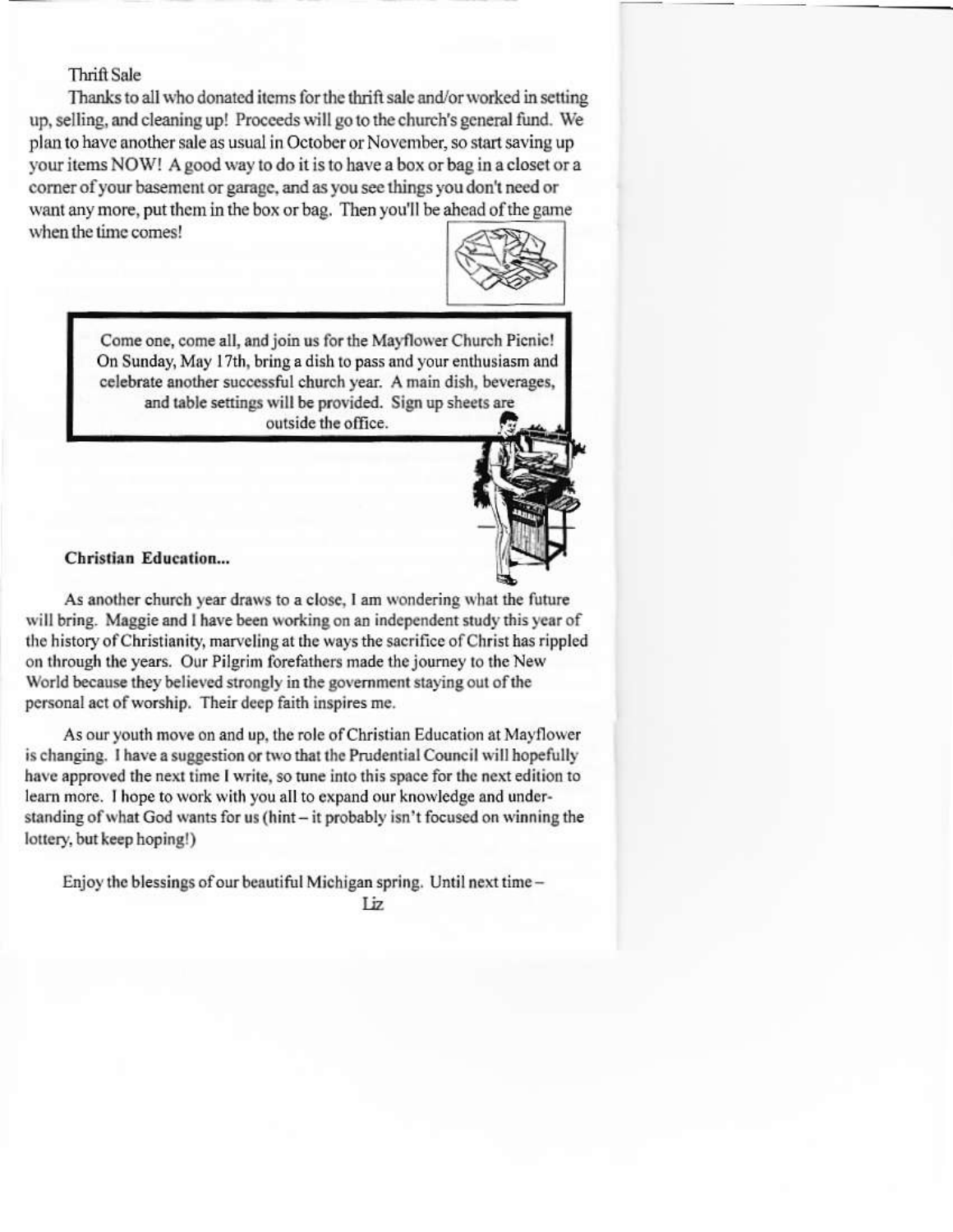Thrift Sale

Thanks to all who donated items for the thrift sale and/or worked in setting up, selling, and cleaning up! Proceeds will go to the church's general fund. We plan to have another sale as usual in October or November, so start saving up your items NOW! A good way to do it is to have a box or bag in a closet or a corner of your basement or garage, and as you see things you don't need or want any more, put them in the box or bag. Then you'll be ahead of the game when the time comes!

Come one, come all, and join us for the Mayflower Church Picnic! On Sunday, May 17th, bring a dish to pass and your enthusiasm and celebrate another successful church year. A main dish, beverages, and table settings will be provided. Sign up sheets are outside the office.

**Christian Education...**

As another church year draws to a close, I am wondering what the future will bring. Maggie and I have been working on an independent study this year of the history of Christianity, marveling at the ways the sacrifice of Christ has rippled on through the years. Our Pilgrim forefathers made the journey to the New World because they believed strongly in the government staying out of the personal act of worship. Their deep faith inspires me.

As our youth move on and up, the role of Christian Education at Mayflower is changing. I have a suggestion or two that the Prudential Council will hopefully have approved the next time I write, so tune into this space for the next edition to learn more. I hope to work with you all to expand our knowledge and understanding of what God wants for us (hint – it probably isn't focused on winning the lottery, but keep hoping!)

Enjoy the blessings of our beautiful Michigan spring. Until next time –

Liz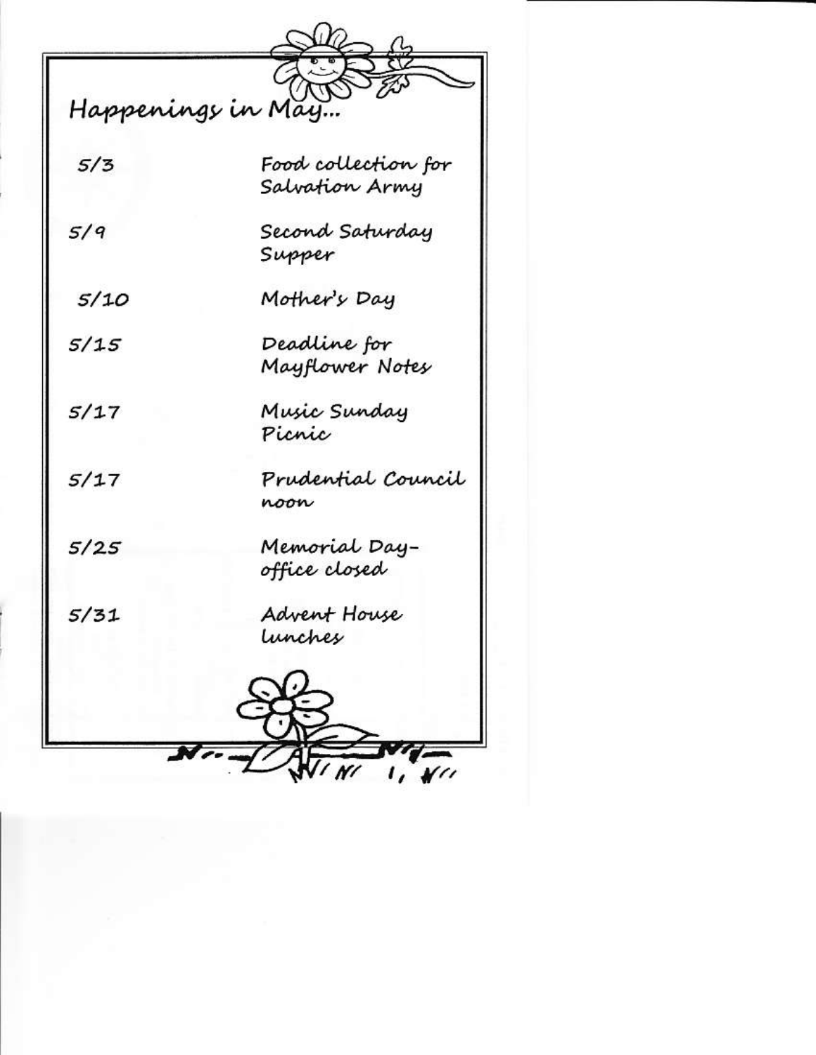## Happenings in May...

| | |
|---|---|
| 5/3 | Food collection for Salvation Army |
| 5/9 | Second Saturday Supper |
| 5/10 | Mother's Day |
| 5/15 | Deadline for Mayflower Notes |
| 5/17 | Music Sunday Picnic |
| 5/17 | Prudential Council noon |
| 5/25 | Memorial Day- office closed |
| 5/31 | Advent House lunches |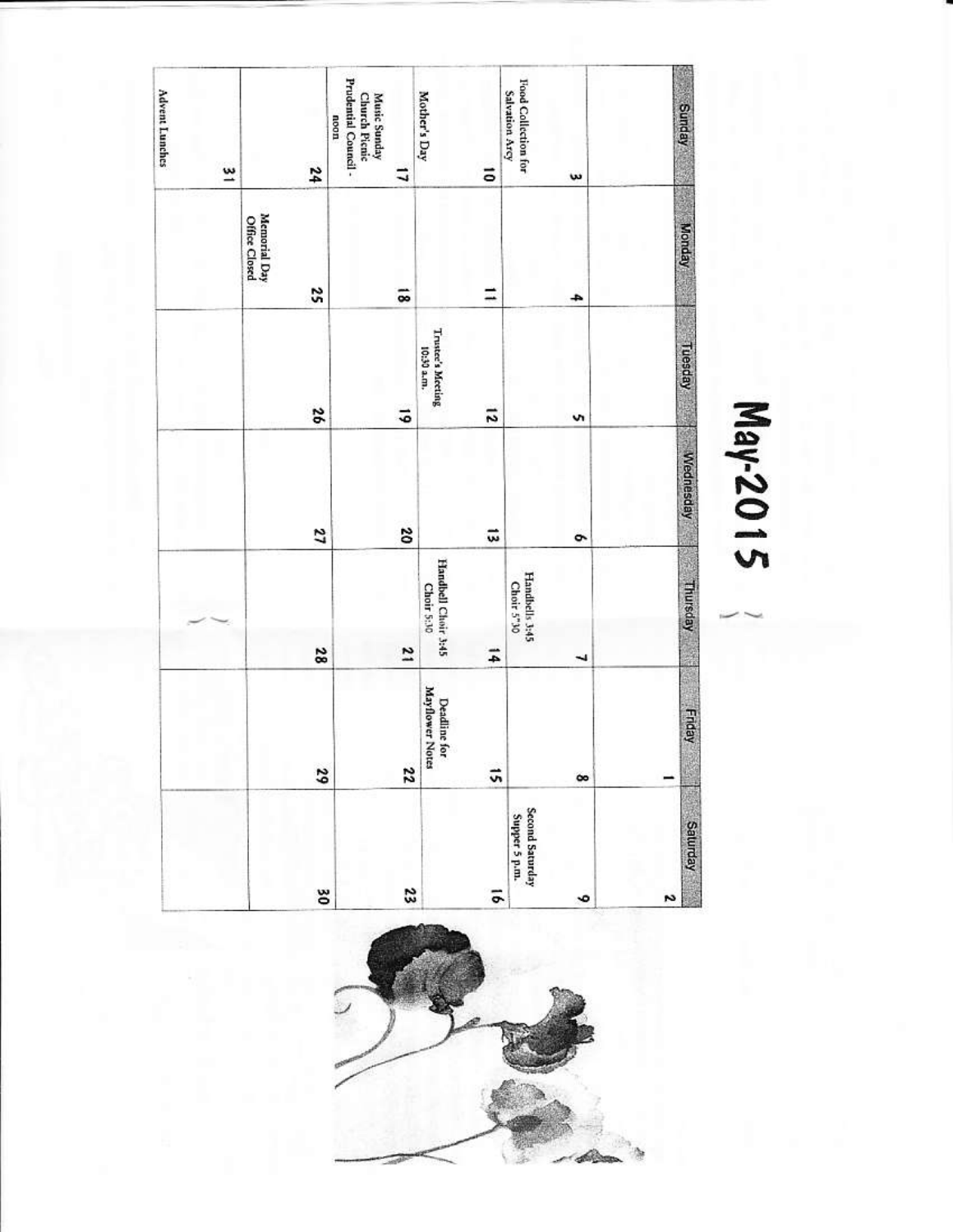# May-2015

| Sunday | Monday | Tuesday | Wednesday | Thursday | Friday | Saturday |
|---|---|---|---|---|---|---|
| | | | | | 1 | 2 |
| 3 | 4 | 5 | 6 | 7 | 8 | 9 |
| 10<br>Food Collection for Salvation Arcy | 11 | 12 | 13 | 14<br>Handbells 3:45<br>Choir 5:30 | 15 | 16<br>Second Saturday Supper 5 p.m. |
| 17<br>Mother's Day | 18 | 19<br>Trustee's Meeting 10:30 a.m. | 20 | 21<br>Handbell Choir 3:45<br>Choir 5:30 | 22<br>Deadline for Mayflower Notes | 23 |
| 24<br>Music Sunday<br>Church Picnic<br>Prudential Council - noon | 25<br>Memorial Day<br>Office Closed | 26 | 27 | 28 | 29 | 30 |
| 31<br>Advent Lunches | | | | | | |